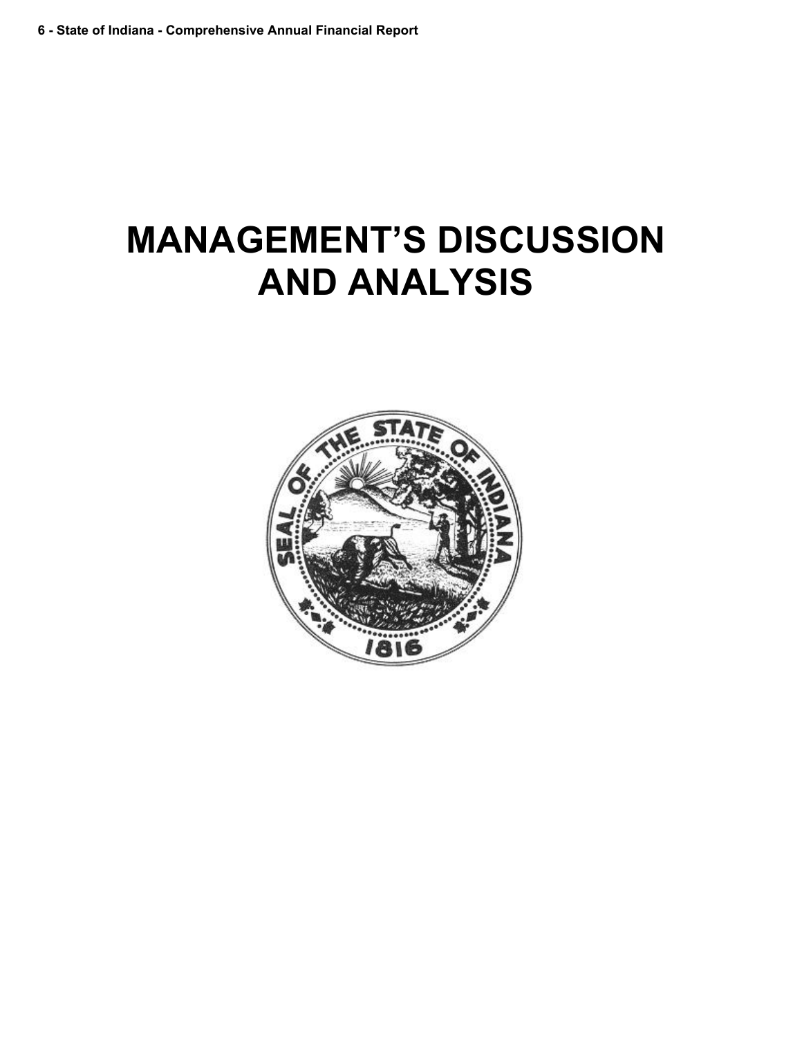# MANAGEMENT'S DISCUSSION AND ANALYSIS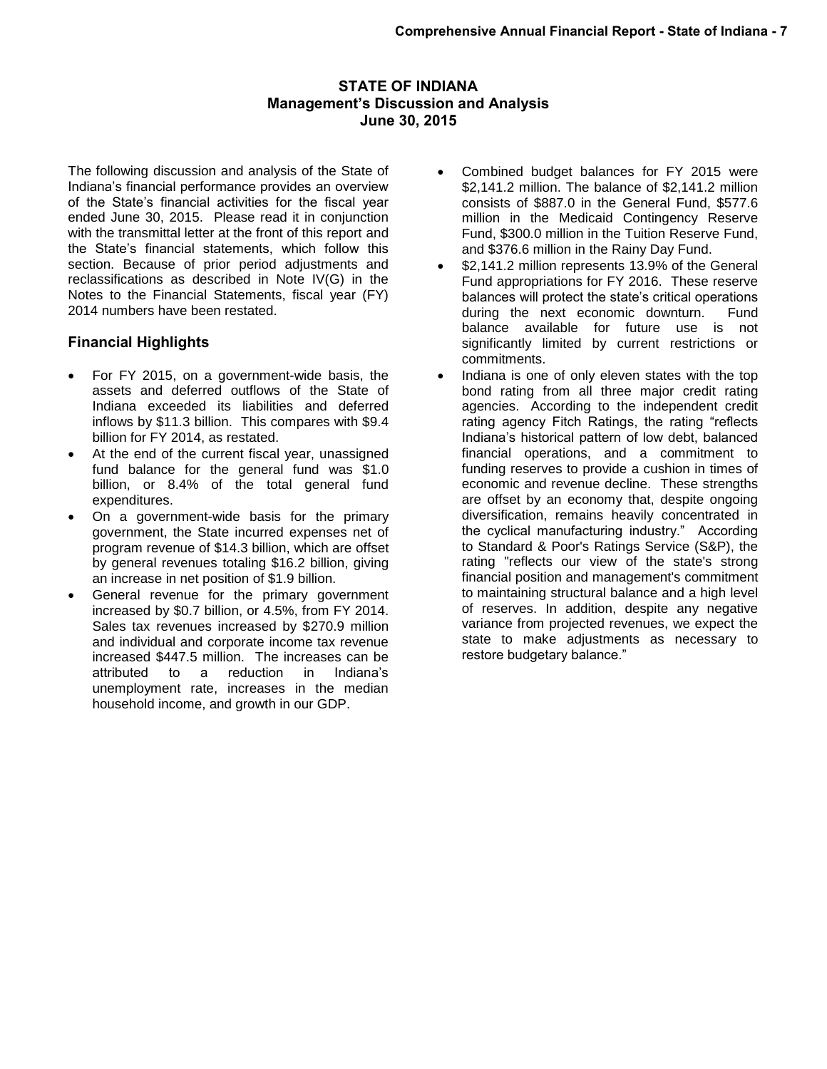# STATE OF INDIANA
## Management's Discussion and Analysis
### June 30, 2015

The following discussion and analysis of the State of Indiana's financial performance provides an overview of the State's financial activities for the fiscal year ended June 30, 2015. Please read it in conjunction with the transmittal letter at the front of this report and the State's financial statements, which follow this section. Because of prior period adjustments and reclassifications as described in Note IV(G) in the Notes to the Financial Statements, fiscal year (FY) 2014 numbers have been restated.

## Financial Highlights

- For FY 2015, on a government-wide basis, the assets and deferred outflows of the State of Indiana exceeded its liabilities and deferred inflows by $11.3 billion. This compares with $9.4 billion for FY 2014, as restated.
- At the end of the current fiscal year, unassigned fund balance for the general fund was $1.0 billion, or 8.4% of the total general fund expenditures.
- On a government-wide basis for the primary government, the State incurred expenses net of program revenue of $14.3 billion, which are offset by general revenues totaling $16.2 billion, giving an increase in net position of $1.9 billion.
- General revenue for the primary government increased by $0.7 billion, or 4.5%, from FY 2014. Sales tax revenues increased by $270.9 million and individual and corporate income tax revenue increased $447.5 million. The increases can be attributed to a reduction in Indiana's unemployment rate, increases in the median household income, and growth in our GDP.
- Combined budget balances for FY 2015 were $2,141.2 million. The balance of $2,141.2 million consists of $887.0 in the General Fund, $577.6 million in the Medicaid Contingency Reserve Fund, $300.0 million in the Tuition Reserve Fund, and $376.6 million in the Rainy Day Fund.
- $2,141.2 million represents 13.9% of the General Fund appropriations for FY 2016. These reserve balances will protect the state's critical operations during the next economic downturn. Fund balance available for future use is not significantly limited by current restrictions or commitments.
- Indiana is one of only eleven states with the top bond rating from all three major credit rating agencies. According to the independent credit rating agency Fitch Ratings, the rating "reflects Indiana's historical pattern of low debt, balanced financial operations, and a commitment to funding reserves to provide a cushion in times of economic and revenue decline. These strengths are offset by an economy that, despite ongoing diversification, remains heavily concentrated in the cyclical manufacturing industry." According to Standard & Poor's Ratings Service (S&P), the rating "reflects our view of the state's strong financial position and management's commitment to maintaining structural balance and a high level of reserves. In addition, despite any negative variance from projected revenues, we expect the state to make adjustments as necessary to restore budgetary balance."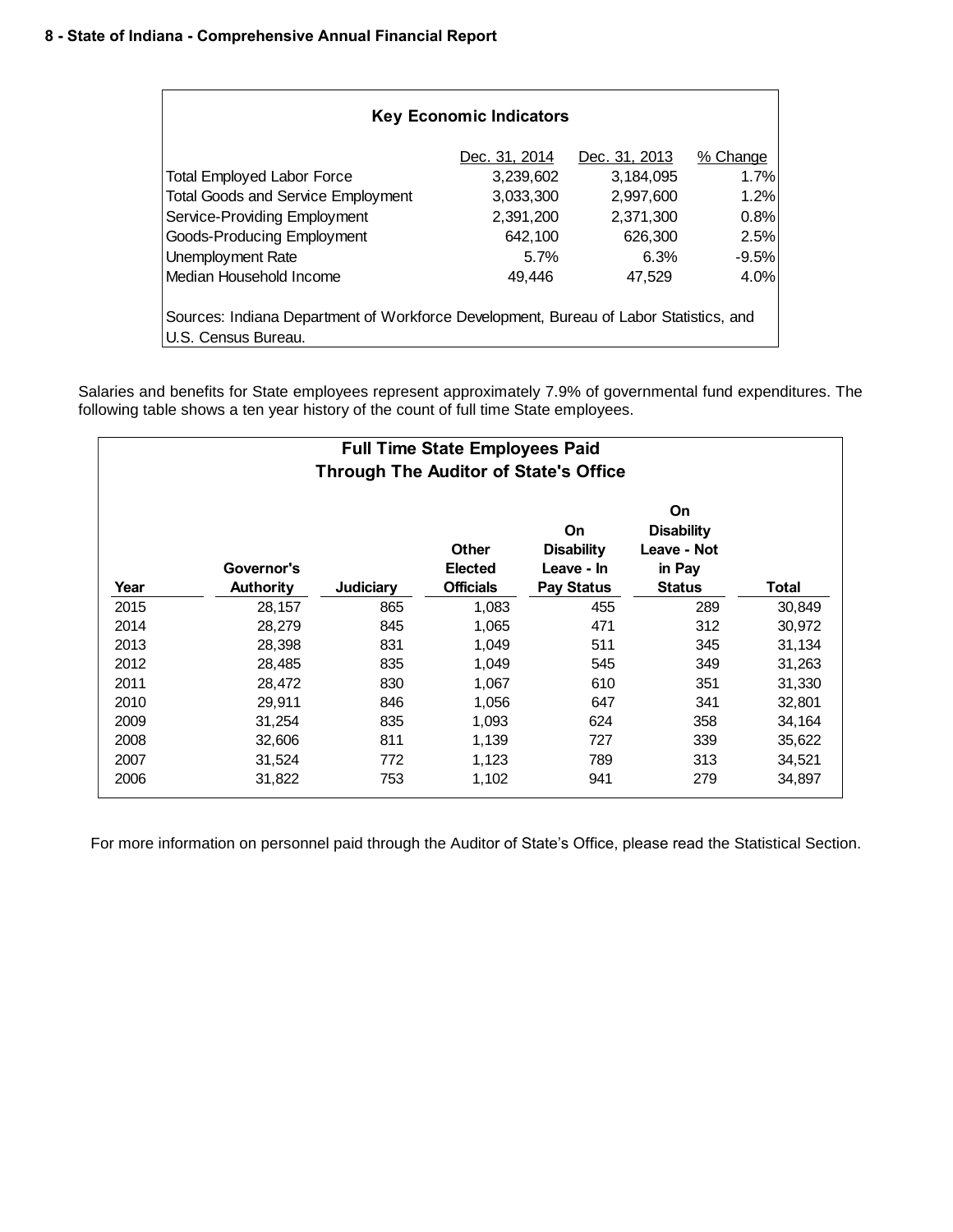| Key Economic Indicators | Dec. 31, 2014 | Dec. 31, 2013 | % Change |
|---|---|---|---|
| Total Employed Labor Force | 3,239,602 | 3,184,095 | 1.7% |
| Total Goods and Service Employment | 3,033,300 | 2,997,600 | 1.2% |
| Service-Providing Employment | 2,391,200 | 2,371,300 | 0.8% |
| Goods-Producing Employment | 642,100 | 626,300 | 2.5% |
| Unemployment Rate | 5.7% | 6.3% | -9.5% |
| Median Household Income | 49,446 | 47,529 | 4.0% |

Sources: Indiana Department of Workforce Development, Bureau of Labor Statistics, and U.S. Census Bureau.

Salaries and benefits for State employees represent approximately 7.9% of governmental fund expenditures. The following table shows a ten year history of the count of full time State employees.

**Full Time State Employees Paid Through The Auditor of State's Office**

| Year | Governor's Authority | Judiciary | Other Elected Officials | On Disability Leave - In Pay Status | On Disability Leave - Not in Pay Status | Total |
|---|---|---|---|---|---|---|
| 2015 | 28,157 | 865 | 1,083 | 455 | 289 | 30,849 |
| 2014 | 28,279 | 845 | 1,065 | 471 | 312 | 30,972 |
| 2013 | 28,398 | 831 | 1,049 | 511 | 345 | 31,134 |
| 2012 | 28,485 | 835 | 1,049 | 545 | 349 | 31,263 |
| 2011 | 28,472 | 830 | 1,067 | 610 | 351 | 31,330 |
| 2010 | 29,911 | 846 | 1,056 | 647 | 341 | 32,801 |
| 2009 | 31,254 | 835 | 1,093 | 624 | 358 | 34,164 |
| 2008 | 32,606 | 811 | 1,139 | 727 | 339 | 35,622 |
| 2007 | 31,524 | 772 | 1,123 | 789 | 313 | 34,521 |
| 2006 | 31,822 | 753 | 1,102 | 941 | 279 | 34,897 |

For more information on personnel paid through the Auditor of State's Office, please read the Statistical Section.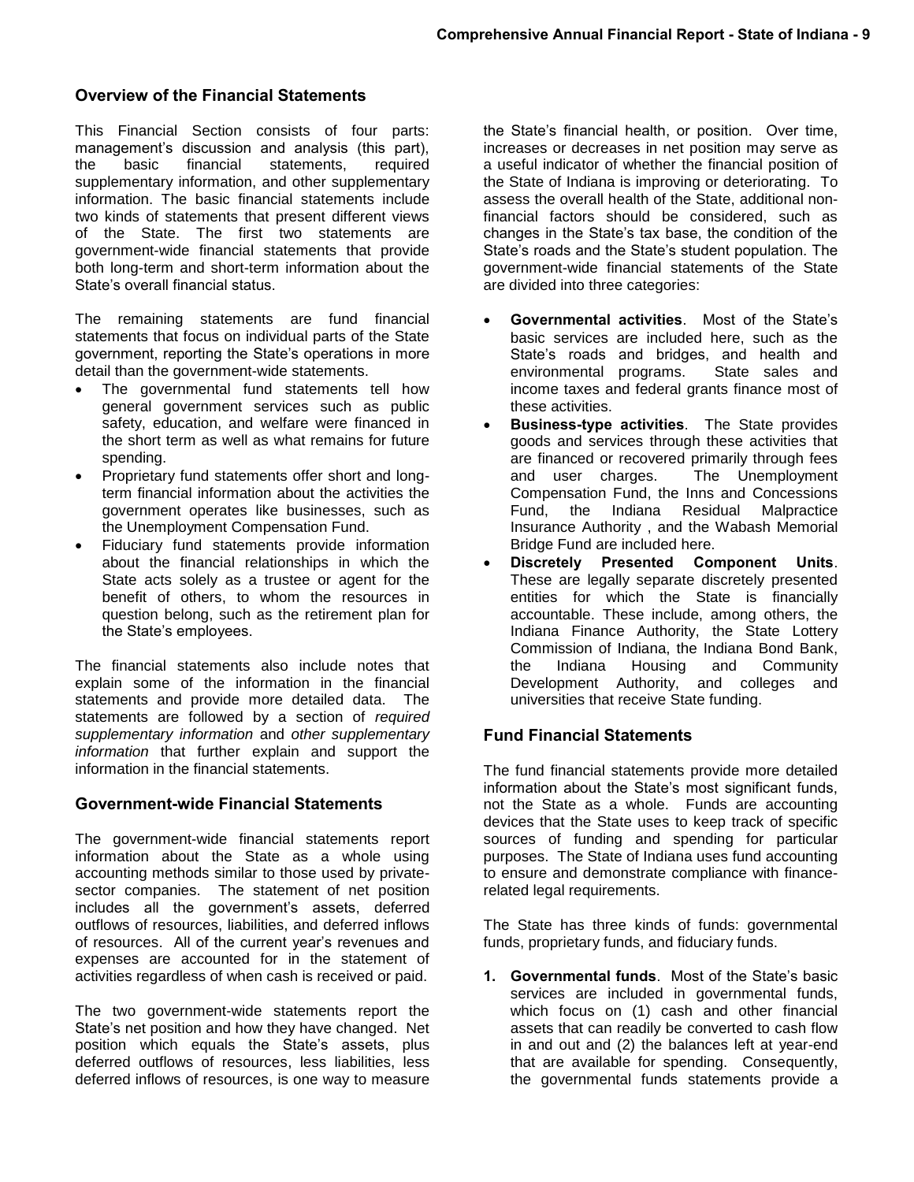## Overview of the Financial Statements

This Financial Section consists of four parts: management's discussion and analysis (this part), the basic financial statements, required supplementary information, and other supplementary information. The basic financial statements include two kinds of statements that present different views of the State. The first two statements are government-wide financial statements that provide both long-term and short-term information about the State's overall financial status.

The remaining statements are fund financial statements that focus on individual parts of the State government, reporting the State's operations in more detail than the government-wide statements.

- The governmental fund statements tell how general government services such as public safety, education, and welfare were financed in the short term as well as what remains for future spending.
- Proprietary fund statements offer short and long-term financial information about the activities the government operates like businesses, such as the Unemployment Compensation Fund.
- Fiduciary fund statements provide information about the financial relationships in which the State acts solely as a trustee or agent for the benefit of others, to whom the resources in question belong, such as the retirement plan for the State's employees.

The financial statements also include notes that explain some of the information in the financial statements and provide more detailed data. The statements are followed by a section of *required supplementary information* and *other supplementary information* that further explain and support the information in the financial statements.

## Government-wide Financial Statements

The government-wide financial statements report information about the State as a whole using accounting methods similar to those used by private-sector companies. The statement of net position includes all the government's assets, deferred outflows of resources, liabilities, and deferred inflows of resources. All of the current year's revenues and expenses are accounted for in the statement of activities regardless of when cash is received or paid.

The two government-wide statements report the State's net position and how they have changed. Net position which equals the State's assets, plus deferred outflows of resources, less liabilities, less deferred inflows of resources, is one way to measure the State's financial health, or position. Over time, increases or decreases in net position may serve as a useful indicator of whether the financial position of the State of Indiana is improving or deteriorating. To assess the overall health of the State, additional non-financial factors should be considered, such as changes in the State's tax base, the condition of the State's roads and the State's student population. The government-wide financial statements of the State are divided into three categories:

- **Governmental activities**. Most of the State's basic services are included here, such as the State's roads and bridges, and health and environmental programs. State sales and income taxes and federal grants finance most of these activities.
- **Business-type activities**. The State provides goods and services through these activities that are financed or recovered primarily through fees and user charges. The Unemployment Compensation Fund, the Inns and Concessions Fund, the Indiana Residual Malpractice Insurance Authority , and the Wabash Memorial Bridge Fund are included here.
- **Discretely Presented Component Units**. These are legally separate discretely presented entities for which the State is financially accountable. These include, among others, the Indiana Finance Authority, the State Lottery Commission of Indiana, the Indiana Bond Bank, the Indiana Housing and Community Development Authority, and colleges and universities that receive State funding.

## Fund Financial Statements

The fund financial statements provide more detailed information about the State's most significant funds, not the State as a whole. Funds are accounting devices that the State uses to keep track of specific sources of funding and spending for particular purposes. The State of Indiana uses fund accounting to ensure and demonstrate compliance with finance-related legal requirements.

The State has three kinds of funds: governmental funds, proprietary funds, and fiduciary funds.

1. **Governmental funds**. Most of the State's basic services are included in governmental funds, which focus on (1) cash and other financial assets that can readily be converted to cash flow in and out and (2) the balances left at year-end that are available for spending. Consequently, the governmental funds statements provide a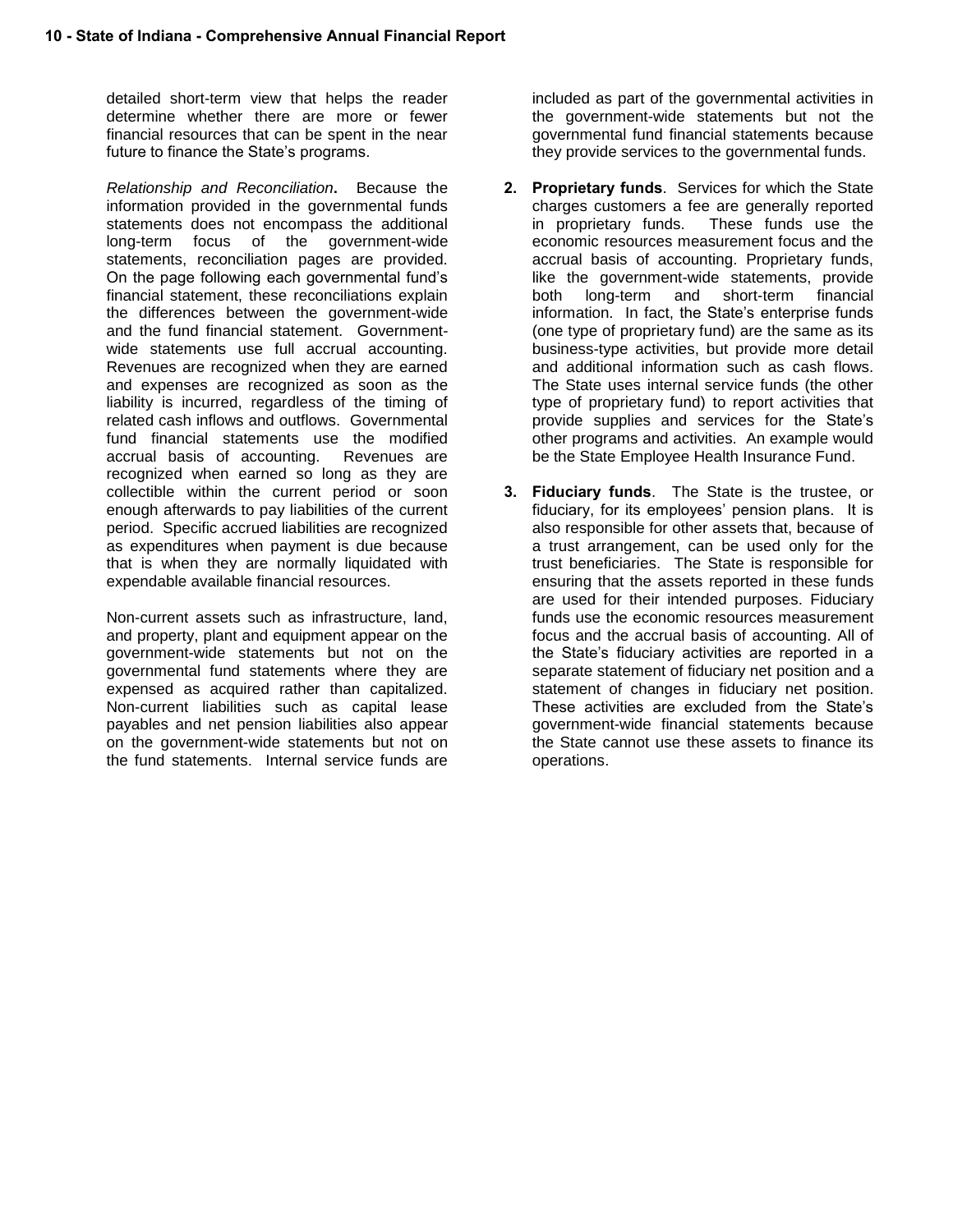detailed short-term view that helps the reader determine whether there are more or fewer financial resources that can be spent in the near future to finance the State's programs.

*Relationship and Reconciliation***.** Because the information provided in the governmental funds statements does not encompass the additional long-term focus of the government-wide statements, reconciliation pages are provided. On the page following each governmental fund's financial statement, these reconciliations explain the differences between the government-wide and the fund financial statement. Government-wide statements use full accrual accounting. Revenues are recognized when they are earned and expenses are recognized as soon as the liability is incurred, regardless of the timing of related cash inflows and outflows. Governmental fund financial statements use the modified accrual basis of accounting. Revenues are recognized when earned so long as they are collectible within the current period or soon enough afterwards to pay liabilities of the current period. Specific accrued liabilities are recognized as expenditures when payment is due because that is when they are normally liquidated with expendable available financial resources.

Non-current assets such as infrastructure, land, and property, plant and equipment appear on the government-wide statements but not on the governmental fund statements where they are expensed as acquired rather than capitalized. Non-current liabilities such as capital lease payables and net pension liabilities also appear on the government-wide statements but not on the fund statements. Internal service funds are included as part of the governmental activities in the government-wide statements but not the governmental fund financial statements because they provide services to the governmental funds.

2. **Proprietary funds**. Services for which the State charges customers a fee are generally reported in proprietary funds. These funds use the economic resources measurement focus and the accrual basis of accounting. Proprietary funds, like the government-wide statements, provide both long-term and short-term financial information. In fact, the State's enterprise funds (one type of proprietary fund) are the same as its business-type activities, but provide more detail and additional information such as cash flows. The State uses internal service funds (the other type of proprietary fund) to report activities that provide supplies and services for the State's other programs and activities. An example would be the State Employee Health Insurance Fund.

3. **Fiduciary funds**. The State is the trustee, or fiduciary, for its employees' pension plans. It is also responsible for other assets that, because of a trust arrangement, can be used only for the trust beneficiaries. The State is responsible for ensuring that the assets reported in these funds are used for their intended purposes. Fiduciary funds use the economic resources measurement focus and the accrual basis of accounting. All of the State's fiduciary activities are reported in a separate statement of fiduciary net position and a statement of changes in fiduciary net position. These activities are excluded from the State's government-wide financial statements because the State cannot use these assets to finance its operations.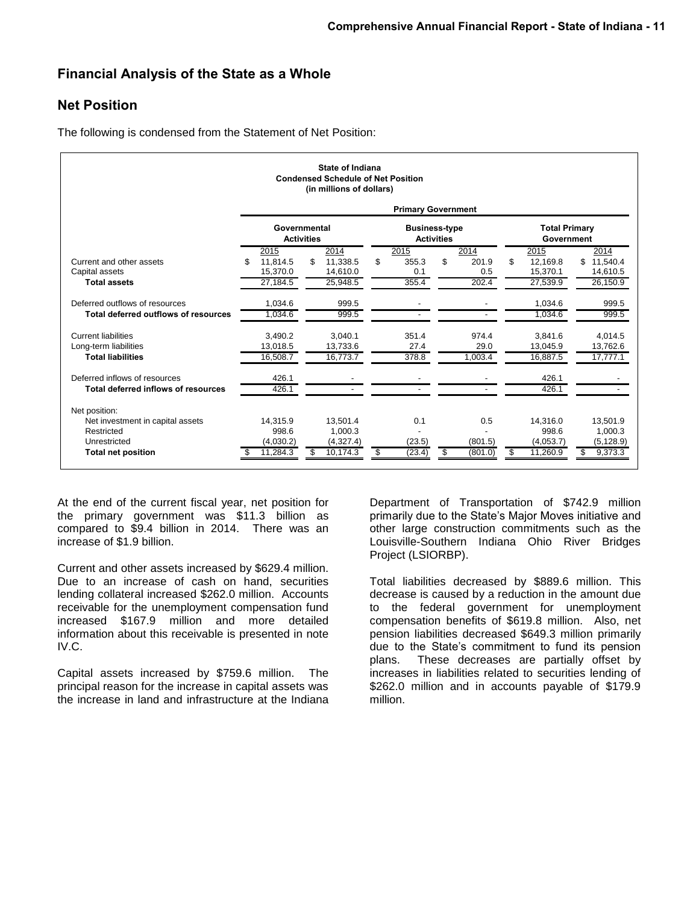## Financial Analysis of the State as a Whole

## Net Position

The following is condensed from the Statement of Net Position:

**State of Indiana**
**Condensed Schedule of Net Position**
**(in millions of dollars)**

| | Primary Government | | | | | |
|---|---|---|---|---|---|---|
| | Governmental Activities | | Business-type Activities | | Total Primary Government | |
| | 2015 | 2014 | 2015 | 2014 | 2015 | 2014 |
| Current and other assets | $ 11,814.5 | $ 11,338.5 | $ 355.3 | $ 201.9 | $ 12,169.8 | $ 11,540.4 |
| Capital assets | 15,370.0 | 14,610.0 | 0.1 | 0.5 | 15,370.1 | 14,610.5 |
| **Total assets** | 27,184.5 | 25,948.5 | 355.4 | 202.4 | 27,539.9 | 26,150.9 |
| Deferred outflows of resources | 1,034.6 | 999.5 | - | - | 1,034.6 | 999.5 |
| **Total deferred outflows of resources** | 1,034.6 | 999.5 | - | - | 1,034.6 | 999.5 |
| Current liabilities | 3,490.2 | 3,040.1 | 351.4 | 974.4 | 3,841.6 | 4,014.5 |
| Long-term liabilities | 13,018.5 | 13,733.6 | 27.4 | 29.0 | 13,045.9 | 13,762.6 |
| **Total liabilities** | 16,508.7 | 16,773.7 | 378.8 | 1,003.4 | 16,887.5 | 17,777.1 |
| Deferred inflows of resources | 426.1 | - | - | - | 426.1 | - |
| **Total deferred inflows of resources** | 426.1 | - | - | - | 426.1 | - |
| Net position: | | | | | | |
| Net investment in capital assets | 14,315.9 | 13,501.4 | 0.1 | 0.5 | 14,316.0 | 13,501.9 |
| Restricted | 998.6 | 1,000.3 | - | - | 998.6 | 1,000.3 |
| Unrestricted | (4,030.2) | (4,327.4) | (23.5) | (801.5) | (4,053.7) | (5,128.9) |
| **Total net position** | $ 11,284.3 | $ 10,174.3 | $ (23.4) | $ (801.0) | $ 11,260.9 | $ 9,373.3 |

At the end of the current fiscal year, net position for the primary government was $11.3 billion as compared to $9.4 billion in 2014. There was an increase of $1.9 billion.

Current and other assets increased by $629.4 million. Due to an increase of cash on hand, securities lending collateral increased $262.0 million. Accounts receivable for the unemployment compensation fund increased $167.9 million and more detailed information about this receivable is presented in note IV.C.

Capital assets increased by $759.6 million. The principal reason for the increase in capital assets was the increase in land and infrastructure at the Indiana Department of Transportation of $742.9 million primarily due to the State's Major Moves initiative and other large construction commitments such as the Louisville-Southern Indiana Ohio River Bridges Project (LSIORBP).

Total liabilities decreased by $889.6 million. This decrease is caused by a reduction in the amount due to the federal government for unemployment compensation benefits of $619.8 million. Also, net pension liabilities decreased $649.3 million primarily due to the State's commitment to fund its pension plans. These decreases are partially offset by increases in liabilities related to securities lending of $262.0 million and in accounts payable of $179.9 million.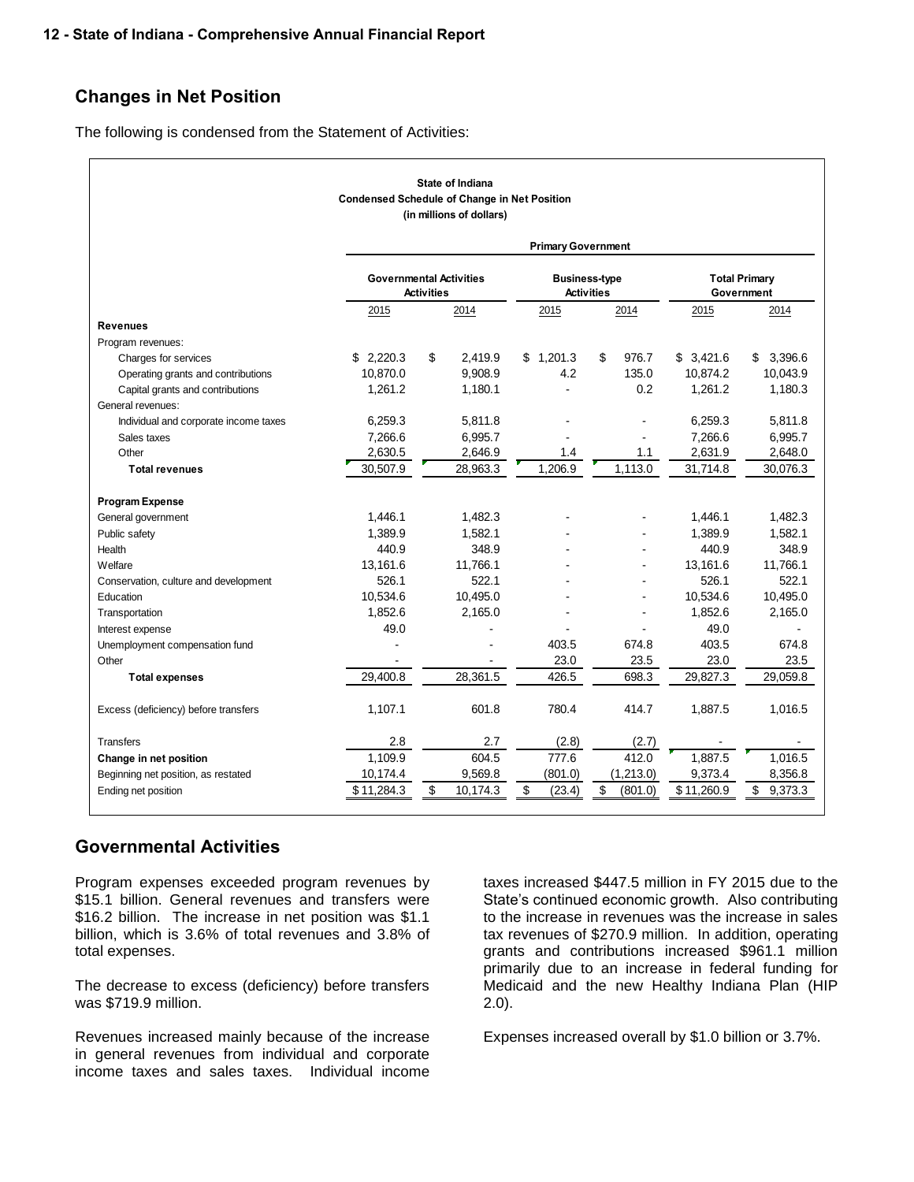## Changes in Net Position

The following is condensed from the Statement of Activities:

**State of Indiana**
**Condensed Schedule of Change in Net Position**
**(in millions of dollars)**

| | Primary Government | | | | | |
|---|---|---|---|---|---|---|
| | Governmental Activities | | Business-type Activities | | Total Primary Government | |
| | 2015 | 2014 | 2015 | 2014 | 2015 | 2014 |
| **Revenues** | | | | | | |
| Program revenues: | | | | | | |
| Charges for services | $ 2,220.3 | $ 2,419.9 | $ 1,201.3 | $ 976.7 | $ 3,421.6 | $ 3,396.6 |
| Operating grants and contributions | 10,870.0 | 9,908.9 | 4.2 | 135.0 | 10,874.2 | 10,043.9 |
| Capital grants and contributions | 1,261.2 | 1,180.1 | - | 0.2 | 1,261.2 | 1,180.3 |
| General revenues: | | | | | | |
| Individual and corporate income taxes | 6,259.3 | 5,811.8 | - | - | 6,259.3 | 5,811.8 |
| Sales taxes | 7,266.6 | 6,995.7 | - | - | 7,266.6 | 6,995.7 |
| Other | 2,630.5 | 2,646.9 | 1.4 | 1.1 | 2,631.9 | 2,648.0 |
| **Total revenues** | 30,507.9 | 28,963.3 | 1,206.9 | 1,113.0 | 31,714.8 | 30,076.3 |
| **Program Expense** | | | | | | |
| General government | 1,446.1 | 1,482.3 | - | - | 1,446.1 | 1,482.3 |
| Public safety | 1,389.9 | 1,582.1 | - | - | 1,389.9 | 1,582.1 |
| Health | 440.9 | 348.9 | - | - | 440.9 | 348.9 |
| Welfare | 13,161.6 | 11,766.1 | - | - | 13,161.6 | 11,766.1 |
| Conservation, culture and development | 526.1 | 522.1 | - | - | 526.1 | 522.1 |
| Education | 10,534.6 | 10,495.0 | - | - | 10,534.6 | 10,495.0 |
| Transportation | 1,852.6 | 2,165.0 | - | - | 1,852.6 | 2,165.0 |
| Interest expense | 49.0 | - | - | - | 49.0 | - |
| Unemployment compensation fund | - | - | 403.5 | 674.8 | 403.5 | 674.8 |
| Other | - | - | 23.0 | 23.5 | 23.0 | 23.5 |
| **Total expenses** | 29,400.8 | 28,361.5 | 426.5 | 698.3 | 29,827.3 | 29,059.8 |
| Excess (deficiency) before transfers | 1,107.1 | 601.8 | 780.4 | 414.7 | 1,887.5 | 1,016.5 |
| Transfers | 2.8 | 2.7 | (2.8) | (2.7) | - | - |
| **Change in net position** | 1,109.9 | 604.5 | 777.6 | 412.0 | 1,887.5 | 1,016.5 |
| Beginning net position, as restated | 10,174.4 | 9,569.8 | (801.0) | (1,213.0) | 9,373.4 | 8,356.8 |
| Ending net position | $ 11,284.3 | $ 10,174.3 | $ (23.4) | $ (801.0) | $ 11,260.9 | $ 9,373.3 |

## Governmental Activities

Program expenses exceeded program revenues by $15.1 billion. General revenues and transfers were $16.2 billion. The increase in net position was $1.1 billion, which is 3.6% of total revenues and 3.8% of total expenses.

The decrease to excess (deficiency) before transfers was $719.9 million.

Revenues increased mainly because of the increase in general revenues from individual and corporate income taxes and sales taxes. Individual income taxes increased $447.5 million in FY 2015 due to the State's continued economic growth. Also contributing to the increase in revenues was the increase in sales tax revenues of $270.9 million. In addition, operating grants and contributions increased $961.1 million primarily due to an increase in federal funding for Medicaid and the new Healthy Indiana Plan (HIP 2.0).

Expenses increased overall by $1.0 billion or 3.7%.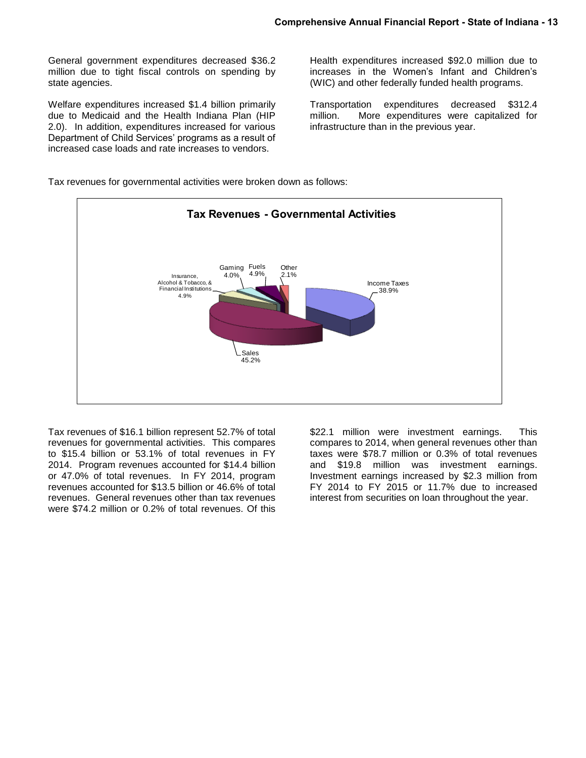General government expenditures decreased $36.2 million due to tight fiscal controls on spending by state agencies.

Welfare expenditures increased $1.4 billion primarily due to Medicaid and the Health Indiana Plan (HIP 2.0). In addition, expenditures increased for various Department of Child Services' programs as a result of increased case loads and rate increases to vendors.

Health expenditures increased $92.0 million due to increases in the Women's Infant and Children's (WIC) and other federally funded health programs.

Transportation expenditures decreased $312.4 million. More expenditures were capitalized for infrastructure than in the previous year.

Tax revenues for governmental activities were broken down as follows:

**Tax Revenues - Governmental Activities**

| Category | Percent |
| --- | --- |
| Income Taxes | 38.9% |
| Sales | 45.2% |
| Insurance, Alcohol & Tobacco, & Financial Institutions | 4.9% |
| Gaming | 4.0% |
| Fuels | 4.9% |
| Other | 2.1% |

Tax revenues of $16.1 billion represent 52.7% of total revenues for governmental activities. This compares to $15.4 billion or 53.1% of total revenues in FY 2014. Program revenues accounted for $14.4 billion or 47.0% of total revenues. In FY 2014, program revenues accounted for $13.5 billion or 46.6% of total revenues. General revenues other than tax revenues were $74.2 million or 0.2% of total revenues. Of this $22.1 million were investment earnings. This compares to 2014, when general revenues other than taxes were $78.7 million or 0.3% of total revenues and $19.8 million was investment earnings. Investment earnings increased by $2.3 million from FY 2014 to FY 2015 or 11.7% due to increased interest from securities on loan throughout the year.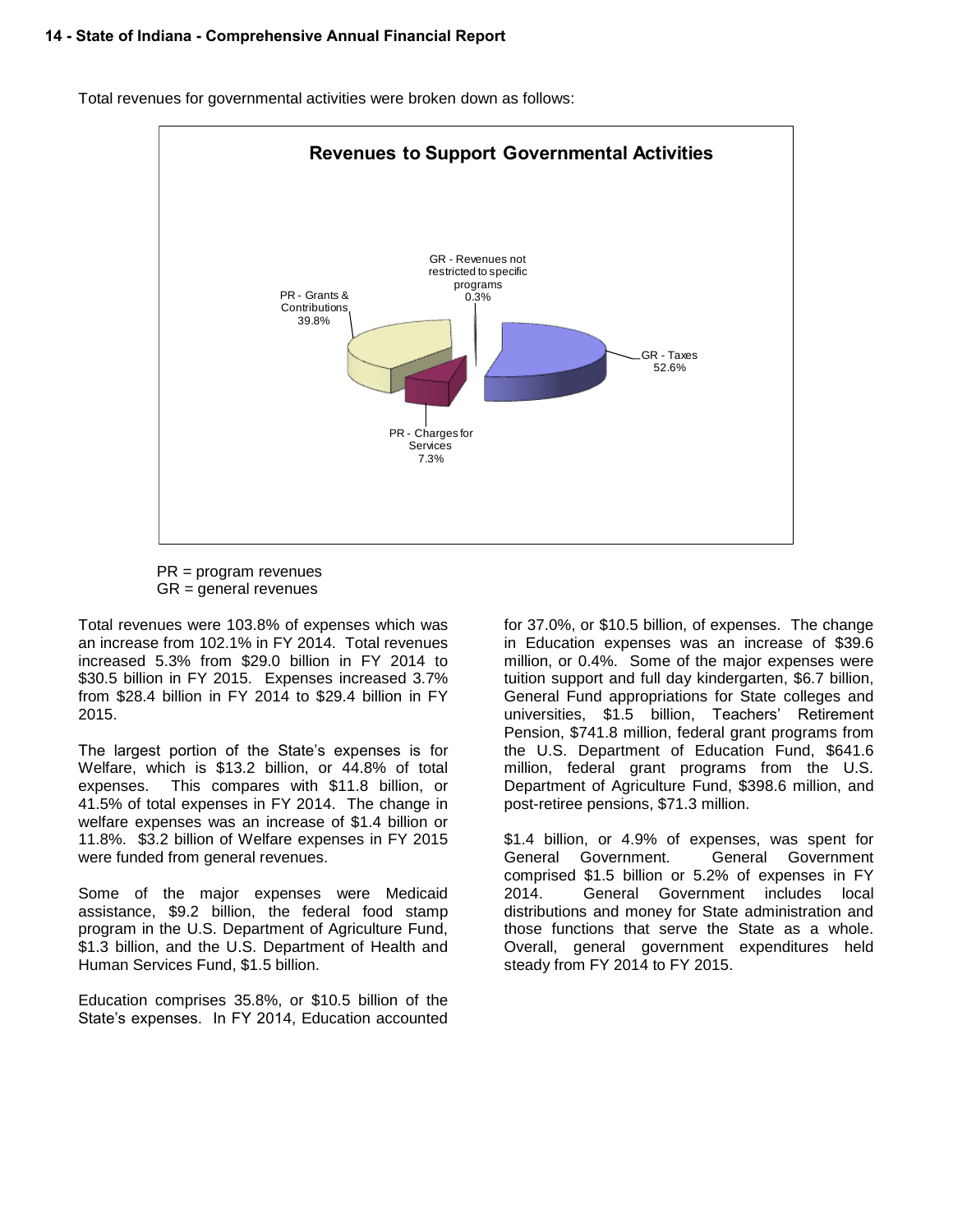Total revenues for governmental activities were broken down as follows:

**Revenues to Support Governmental Activities**

| Category | Percentage |
| --- | --- |
| GR - Taxes | 52.6% |
| PR - Grants & Contributions | 39.8% |
| PR - Charges for Services | 7.3% |
| GR - Revenues not restricted to specific programs | 0.3% |

PR = program revenues
GR = general revenues

Total revenues were 103.8% of expenses which was an increase from 102.1% in FY 2014. Total revenues increased 5.3% from $29.0 billion in FY 2014 to $30.5 billion in FY 2015. Expenses increased 3.7% from $28.4 billion in FY 2014 to $29.4 billion in FY 2015.

The largest portion of the State's expenses is for Welfare, which is $13.2 billion, or 44.8% of total expenses. This compares with $11.8 billion, or 41.5% of total expenses in FY 2014. The change in welfare expenses was an increase of $1.4 billion or 11.8%. $3.2 billion of Welfare expenses in FY 2015 were funded from general revenues.

Some of the major expenses were Medicaid assistance, $9.2 billion, the federal food stamp program in the U.S. Department of Agriculture Fund, $1.3 billion, and the U.S. Department of Health and Human Services Fund, $1.5 billion.

Education comprises 35.8%, or $10.5 billion of the State's expenses. In FY 2014, Education accounted for 37.0%, or $10.5 billion, of expenses. The change in Education expenses was an increase of $39.6 million, or 0.4%. Some of the major expenses were tuition support and full day kindergarten, $6.7 billion, General Fund appropriations for State colleges and universities, $1.5 billion, Teachers' Retirement Pension, $741.8 million, federal grant programs from the U.S. Department of Education Fund, $641.6 million, federal grant programs from the U.S. Department of Agriculture Fund, $398.6 million, and post-retiree pensions, $71.3 million.

$1.4 billion, or 4.9% of expenses, was spent for General Government. General Government comprised $1.5 billion or 5.2% of expenses in FY 2014. General Government includes local distributions and money for State administration and those functions that serve the State as a whole. Overall, general government expenditures held steady from FY 2014 to FY 2015.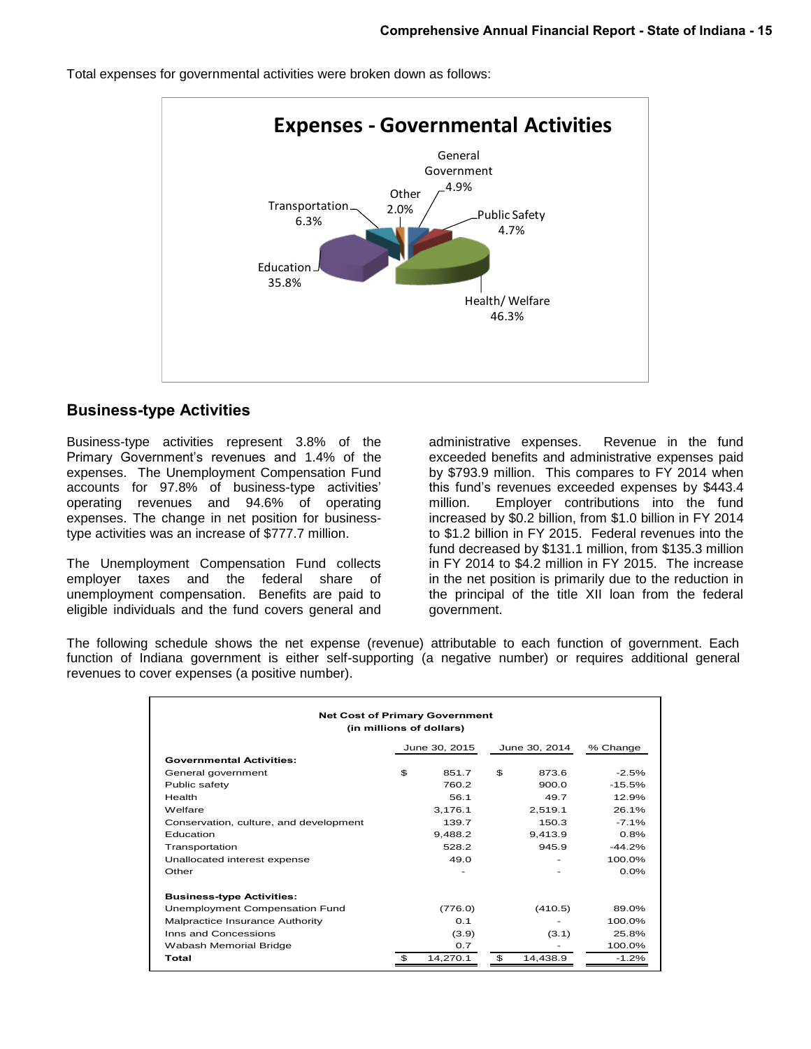Total expenses for governmental activities were broken down as follows:

**Expenses - Governmental Activities**

- General Government 4.9%
- Public Safety 4.7%
- Health/ Welfare 46.3%
- Education 35.8%
- Transportation 6.3%
- Other 2.0%

## Business-type Activities

Business-type activities represent 3.8% of the Primary Government's revenues and 1.4% of the expenses. The Unemployment Compensation Fund accounts for 97.8% of business-type activities' operating revenues and 94.6% of operating expenses. The change in net position for business-type activities was an increase of $777.7 million.

The Unemployment Compensation Fund collects employer taxes and the federal share of unemployment compensation. Benefits are paid to eligible individuals and the fund covers general and administrative expenses. Revenue in the fund exceeded benefits and administrative expenses paid by $793.9 million. This compares to FY 2014 when this fund's revenues exceeded expenses by $443.4 million. Employer contributions into the fund increased by $0.2 billion, from $1.0 billion in FY 2014 to $1.2 billion in FY 2015. Federal revenues into the fund decreased by $131.1 million, from $135.3 million in FY 2014 to $4.2 million in FY 2015. The increase in the net position is primarily due to the reduction in the principal of the title XII loan from the federal government.

The following schedule shows the net expense (revenue) attributable to each function of government. Each function of Indiana government is either self-supporting (a negative number) or requires additional general revenues to cover expenses (a positive number).

**Net Cost of Primary Government**
**(in millions of dollars)**

| | June 30, 2015 | June 30, 2014 | % Change |
|---|---|---|---|
| **Governmental Activities:** | | | |
| General government | $ 851.7 | $ 873.6 | -2.5% |
| Public safety | 760.2 | 900.0 | -15.5% |
| Health | 56.1 | 49.7 | 12.9% |
| Welfare | 3,176.1 | 2,519.1 | 26.1% |
| Conservation, culture, and development | 139.7 | 150.3 | -7.1% |
| Education | 9,488.2 | 9,413.9 | 0.8% |
| Transportation | 528.2 | 945.9 | -44.2% |
| Unallocated interest expense | 49.0 | - | 100.0% |
| Other | - | - | 0.0% |
| **Business-type Activities:** | | | |
| Unemployment Compensation Fund | (776.0) | (410.5) | 89.0% |
| Malpractice Insurance Authority | 0.1 | - | 100.0% |
| Inns and Concessions | (3.9) | (3.1) | 25.8% |
| Wabash Memorial Bridge | 0.7 | - | 100.0% |
| **Total** | $ 14,270.1 | $ 14,438.9 | -1.2% |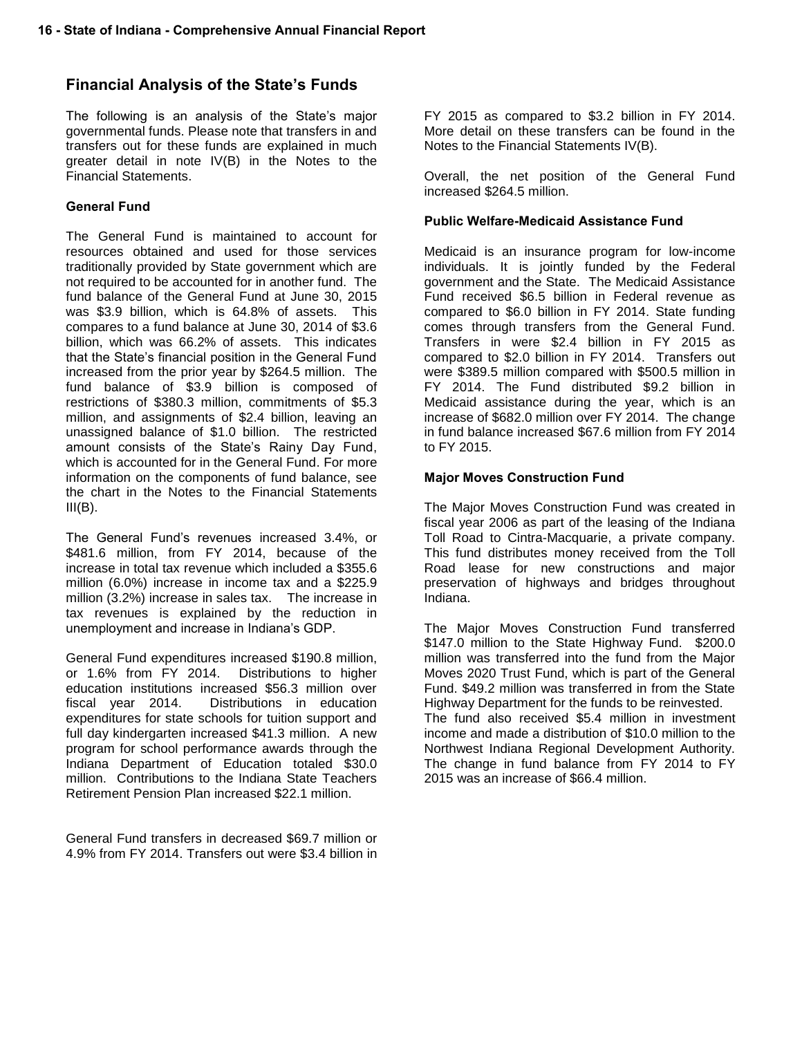## Financial Analysis of the State's Funds

The following is an analysis of the State's major governmental funds. Please note that transfers in and transfers out for these funds are explained in much greater detail in note IV(B) in the Notes to the Financial Statements.

### General Fund

The General Fund is maintained to account for resources obtained and used for those services traditionally provided by State government which are not required to be accounted for in another fund. The fund balance of the General Fund at June 30, 2015 was $3.9 billion, which is 64.8% of assets. This compares to a fund balance at June 30, 2014 of $3.6 billion, which was 66.2% of assets. This indicates that the State's financial position in the General Fund increased from the prior year by $264.5 million. The fund balance of $3.9 billion is composed of restrictions of $380.3 million, commitments of $5.3 million, and assignments of $2.4 billion, leaving an unassigned balance of $1.0 billion. The restricted amount consists of the State's Rainy Day Fund, which is accounted for in the General Fund. For more information on the components of fund balance, see the chart in the Notes to the Financial Statements III(B).

The General Fund's revenues increased 3.4%, or $481.6 million, from FY 2014, because of the increase in total tax revenue which included a $355.6 million (6.0%) increase in income tax and a $225.9 million (3.2%) increase in sales tax. The increase in tax revenues is explained by the reduction in unemployment and increase in Indiana's GDP.

General Fund expenditures increased $190.8 million, or 1.6% from FY 2014. Distributions to higher education institutions increased $56.3 million over fiscal year 2014. Distributions in education expenditures for state schools for tuition support and full day kindergarten increased $41.3 million. A new program for school performance awards through the Indiana Department of Education totaled $30.0 million. Contributions to the Indiana State Teachers Retirement Pension Plan increased $22.1 million.

General Fund transfers in decreased $69.7 million or 4.9% from FY 2014. Transfers out were $3.4 billion in FY 2015 as compared to $3.2 billion in FY 2014. More detail on these transfers can be found in the Notes to the Financial Statements IV(B).

Overall, the net position of the General Fund increased $264.5 million.

### Public Welfare-Medicaid Assistance Fund

Medicaid is an insurance program for low-income individuals. It is jointly funded by the Federal government and the State. The Medicaid Assistance Fund received $6.5 billion in Federal revenue as compared to $6.0 billion in FY 2014. State funding comes through transfers from the General Fund. Transfers in were $2.4 billion in FY 2015 as compared to $2.0 billion in FY 2014. Transfers out were $389.5 million compared with $500.5 million in FY 2014. The Fund distributed $9.2 billion in Medicaid assistance during the year, which is an increase of $682.0 million over FY 2014. The change in fund balance increased $67.6 million from FY 2014 to FY 2015.

### Major Moves Construction Fund

The Major Moves Construction Fund was created in fiscal year 2006 as part of the leasing of the Indiana Toll Road to Cintra-Macquarie, a private company. This fund distributes money received from the Toll Road lease for new constructions and major preservation of highways and bridges throughout Indiana.

The Major Moves Construction Fund transferred $147.0 million to the State Highway Fund. $200.0 million was transferred into the fund from the Major Moves 2020 Trust Fund, which is part of the General Fund. $49.2 million was transferred in from the State Highway Department for the funds to be reinvested. The fund also received $5.4 million in investment income and made a distribution of $10.0 million to the Northwest Indiana Regional Development Authority. The change in fund balance from FY 2014 to FY 2015 was an increase of $66.4 million.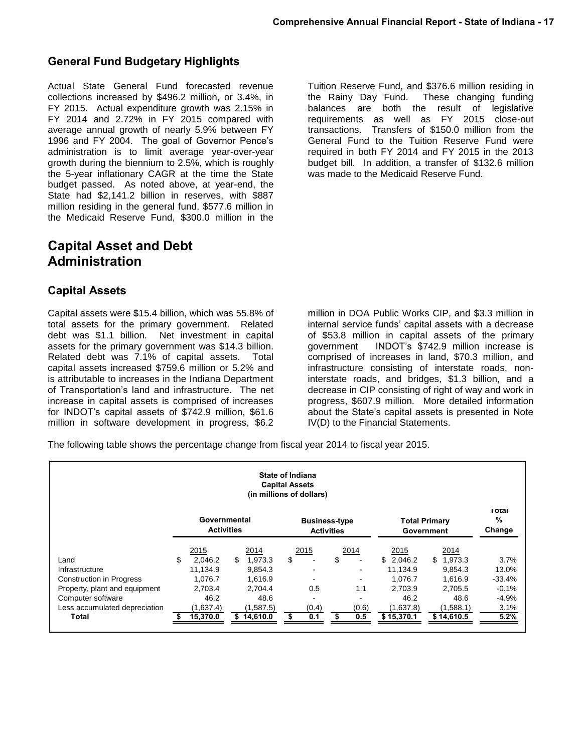## General Fund Budgetary Highlights

Actual State General Fund forecasted revenue collections increased by $496.2 million, or 3.4%, in FY 2015. Actual expenditure growth was 2.15% in FY 2014 and 2.72% in FY 2015 compared with average annual growth of nearly 5.9% between FY 1996 and FY 2004. The goal of Governor Pence's administration is to limit average year-over-year growth during the biennium to 2.5%, which is roughly the 5-year inflationary CAGR at the time the State budget passed. As noted above, at year-end, the State had $2,141.2 billion in reserves, with $887 million residing in the general fund, $577.6 million in the Medicaid Reserve Fund, $300.0 million in the Tuition Reserve Fund, and $376.6 million residing in the Rainy Day Fund. These changing funding balances are both the result of legislative requirements as well as FY 2015 close-out transactions. Transfers of $150.0 million from the General Fund to the Tuition Reserve Fund were required in both FY 2014 and FY 2015 in the 2013 budget bill. In addition, a transfer of $132.6 million was made to the Medicaid Reserve Fund.

# Capital Asset and Debt Administration

## Capital Assets

Capital assets were $15.4 billion, which was 55.8% of total assets for the primary government. Related debt was $1.1 billion. Net investment in capital assets for the primary government was $14.3 billion. Related debt was 7.1% of capital assets. Total capital assets increased $759.6 million or 5.2% and is attributable to increases in the Indiana Department of Transportation's land and infrastructure. The net increase in capital assets is comprised of increases for INDOT's capital assets of $742.9 million, $61.6 million in software development in progress, $6.2 million in DOA Public Works CIP, and $3.3 million in internal service funds' capital assets with a decrease of $53.8 million in capital assets of the primary government INDOT's $742.9 million increase is comprised of increases in land, $70.3 million, and infrastructure consisting of interstate roads, non-interstate roads, and bridges, $1.3 billion, and a decrease in CIP consisting of right of way and work in progress, $607.9 million. More detailed information about the State's capital assets is presented in Note IV(D) to the Financial Statements.

The following table shows the percentage change from fiscal year 2014 to fiscal year 2015.

**State of Indiana**
**Capital Assets**
**(in millions of dollars)**

| | Governmental Activities | | Business-type Activities | | Total Primary Government | | Total % Change |
|---|---|---|---|---|---|---|---|
| | 2015 | 2014 | 2015 | 2014 | 2015 | 2014 | |
| Land | $ 2,046.2 | $ 1,973.3 | $ - | $ - | $ 2,046.2 | $ 1,973.3 | 3.7% |
| Infrastructure | 11,134.9 | 9,854.3 | - | - | 11,134.9 | 9,854.3 | 13.0% |
| Construction in Progress | 1,076.7 | 1,616.9 | - | - | 1,076.7 | 1,616.9 | -33.4% |
| Property, plant and equipment | 2,703.4 | 2,704.4 | 0.5 | 1.1 | 2,703.9 | 2,705.5 | -0.1% |
| Computer software | 46.2 | 48.6 | - | - | 46.2 | 48.6 | -4.9% |
| Less accumulated depreciation | (1,637.4) | (1,587.5) | (0.4) | (0.6) | (1,637.8) | (1,588.1) | 3.1% |
| **Total** | **$ 15,370.0** | **$ 14,610.0** | **$ 0.1** | **$ 0.5** | **$ 15,370.1** | **$ 14,610.5** | **5.2%** |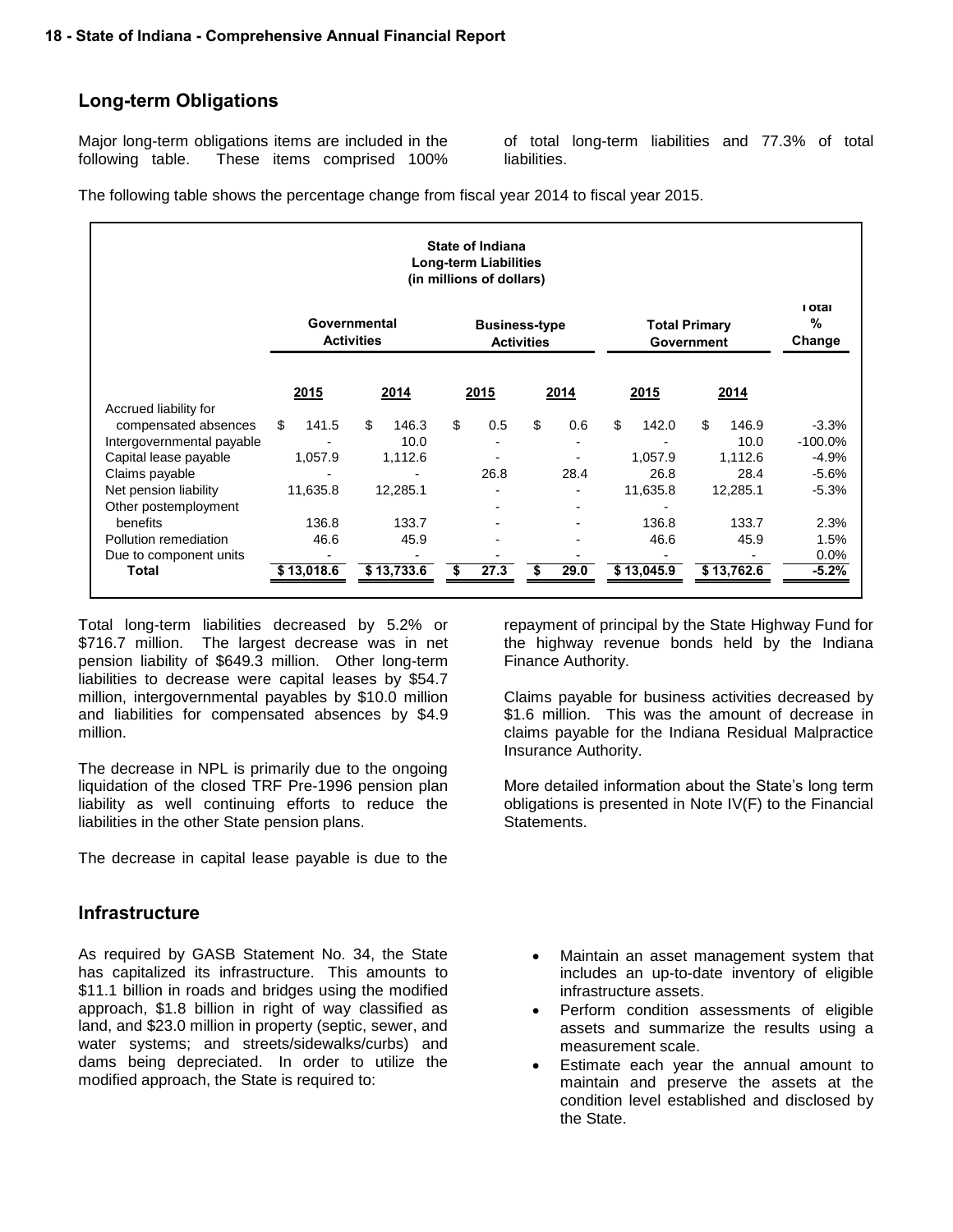## Long-term Obligations

Major long-term obligations items are included in the following table. These items comprised 100% of total long-term liabilities and 77.3% of total liabilities.

The following table shows the percentage change from fiscal year 2014 to fiscal year 2015.

**State of Indiana**
**Long-term Liabilities**
**(in millions of dollars)**

| | Governmental Activities | | Business-type Activities | | Total Primary Government | | Total % Change |
|---|---|---|---|---|---|---|---|
| | 2015 | 2014 | 2015 | 2014 | 2015 | 2014 | |
| Accrued liability for compensated absences | $ 141.5 | $ 146.3 | $ 0.5 | $ 0.6 | $ 142.0 | $ 146.9 | -3.3% |
| Intergovernmental payable | - | 10.0 | - | - | - | 10.0 | -100.0% |
| Capital lease payable | 1,057.9 | 1,112.6 | - | - | 1,057.9 | 1,112.6 | -4.9% |
| Claims payable | - | - | 26.8 | 28.4 | 26.8 | 28.4 | -5.6% |
| Net pension liability | 11,635.8 | 12,285.1 | - | - | 11,635.8 | 12,285.1 | -5.3% |
| Other postemployment benefits | 136.8 | 133.7 | - | - | 136.8 | 133.7 | 2.3% |
| Pollution remediation | 46.6 | 45.9 | - | - | 46.6 | 45.9 | 1.5% |
| Due to component units | - | - | - | - | - | - | 0.0% |
| **Total** | **$ 13,018.6** | **$ 13,733.6** | **$ 27.3** | **$ 29.0** | **$ 13,045.9** | **$ 13,762.6** | **-5.2%** |

Total long-term liabilities decreased by 5.2% or $716.7 million. The largest decrease was in net pension liability of $649.3 million. Other long-term liabilities to decrease were capital leases by $54.7 million, intergovernmental payables by $10.0 million and liabilities for compensated absences by $4.9 million.

The decrease in NPL is primarily due to the ongoing liquidation of the closed TRF Pre-1996 pension plan liability as well continuing efforts to reduce the liabilities in the other State pension plans.

The decrease in capital lease payable is due to the repayment of principal by the State Highway Fund for the highway revenue bonds held by the Indiana Finance Authority.

Claims payable for business activities decreased by $1.6 million. This was the amount of decrease in claims payable for the Indiana Residual Malpractice Insurance Authority.

More detailed information about the State's long term obligations is presented in Note IV(F) to the Financial Statements.

## Infrastructure

As required by GASB Statement No. 34, the State has capitalized its infrastructure. This amounts to $11.1 billion in roads and bridges using the modified approach, $1.8 billion in right of way classified as land, and $23.0 million in property (septic, sewer, and water systems; and streets/sidewalks/curbs) and dams being depreciated. In order to utilize the modified approach, the State is required to:

- Maintain an asset management system that includes an up-to-date inventory of eligible infrastructure assets.
- Perform condition assessments of eligible assets and summarize the results using a measurement scale.
- Estimate each year the annual amount to maintain and preserve the assets at the condition level established and disclosed by the State.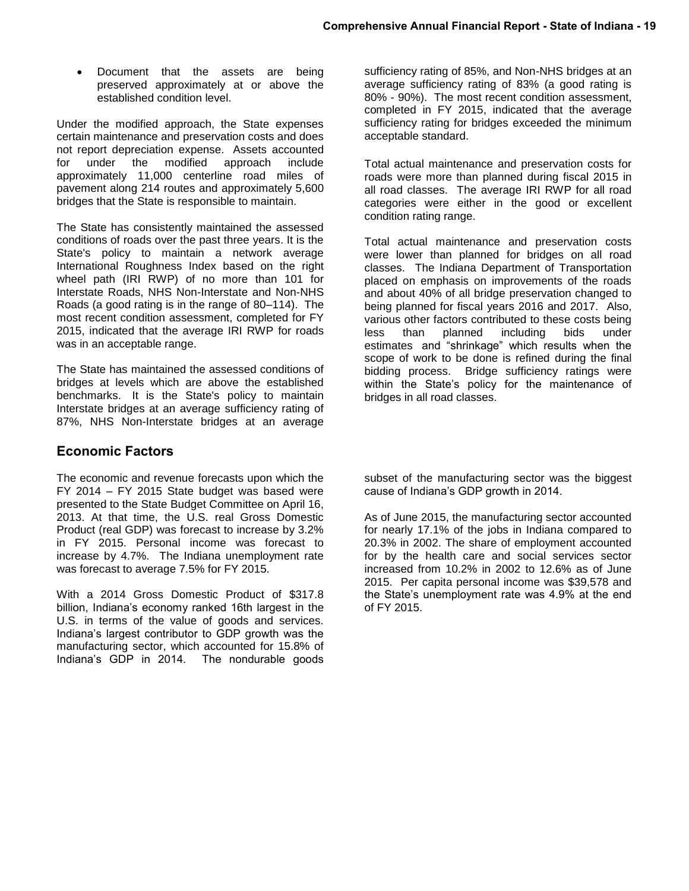- Document that the assets are being preserved approximately at or above the established condition level.

Under the modified approach, the State expenses certain maintenance and preservation costs and does not report depreciation expense. Assets accounted for under the modified approach include approximately 11,000 centerline road miles of pavement along 214 routes and approximately 5,600 bridges that the State is responsible to maintain.

The State has consistently maintained the assessed conditions of roads over the past three years. It is the State's policy to maintain a network average International Roughness Index based on the right wheel path (IRI RWP) of no more than 101 for Interstate Roads, NHS Non-Interstate and Non-NHS Roads (a good rating is in the range of 80–114). The most recent condition assessment, completed for FY 2015, indicated that the average IRI RWP for roads was in an acceptable range.

The State has maintained the assessed conditions of bridges at levels which are above the established benchmarks. It is the State's policy to maintain Interstate bridges at an average sufficiency rating of 87%, NHS Non-Interstate bridges at an average sufficiency rating of 85%, and Non-NHS bridges at an average sufficiency rating of 83% (a good rating is 80% - 90%). The most recent condition assessment, completed in FY 2015, indicated that the average sufficiency rating for bridges exceeded the minimum acceptable standard.

Total actual maintenance and preservation costs for roads were more than planned during fiscal 2015 in all road classes. The average IRI RWP for all road categories were either in the good or excellent condition rating range.

Total actual maintenance and preservation costs were lower than planned for bridges on all road classes. The Indiana Department of Transportation placed on emphasis on improvements of the roads and about 40% of all bridge preservation changed to being planned for fiscal years 2016 and 2017. Also, various other factors contributed to these costs being less than planned including bids under estimates and "shrinkage" which results when the scope of work to be done is refined during the final bidding process. Bridge sufficiency ratings were within the State's policy for the maintenance of bridges in all road classes.

## Economic Factors

The economic and revenue forecasts upon which the FY 2014 – FY 2015 State budget was based were presented to the State Budget Committee on April 16, 2013. At that time, the U.S. real Gross Domestic Product (real GDP) was forecast to increase by 3.2% in FY 2015. Personal income was forecast to increase by 4.7%. The Indiana unemployment rate was forecast to average 7.5% for FY 2015.

With a 2014 Gross Domestic Product of $317.8 billion, Indiana's economy ranked 16th largest in the U.S. in terms of the value of goods and services. Indiana's largest contributor to GDP growth was the manufacturing sector, which accounted for 15.8% of Indiana's GDP in 2014. The nondurable goods subset of the manufacturing sector was the biggest cause of Indiana's GDP growth in 2014.

As of June 2015, the manufacturing sector accounted for nearly 17.1% of the jobs in Indiana compared to 20.3% in 2002. The share of employment accounted for by the health care and social services sector increased from 10.2% in 2002 to 12.6% as of June 2015. Per capita personal income was $39,578 and the State's unemployment rate was 4.9% at the end of FY 2015.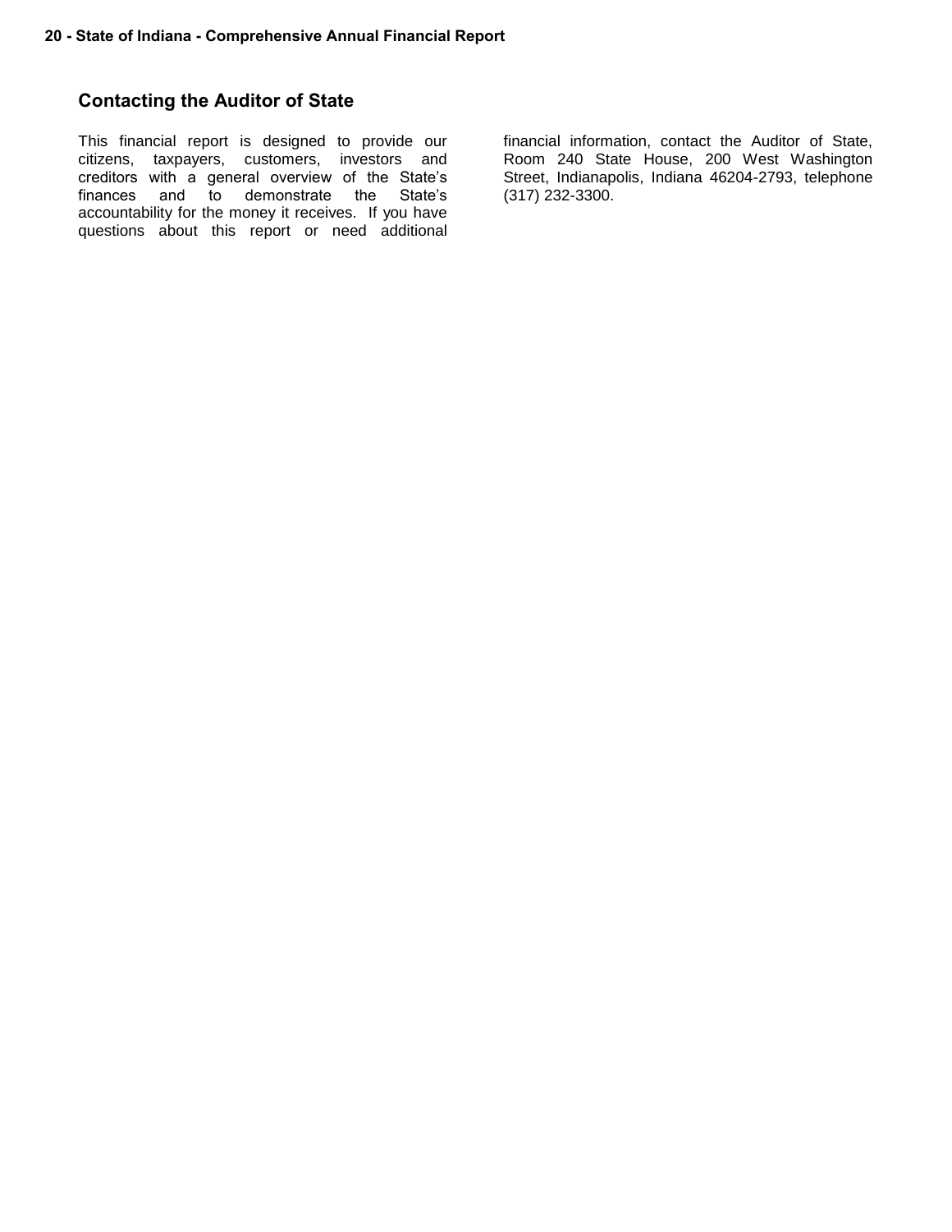## Contacting the Auditor of State

This financial report is designed to provide our citizens, taxpayers, customers, investors and creditors with a general overview of the State's finances and to demonstrate the State's accountability for the money it receives. If you have questions about this report or need additional financial information, contact the Auditor of State, Room 240 State House, 200 West Washington Street, Indianapolis, Indiana 46204-2793, telephone (317) 232-3300.